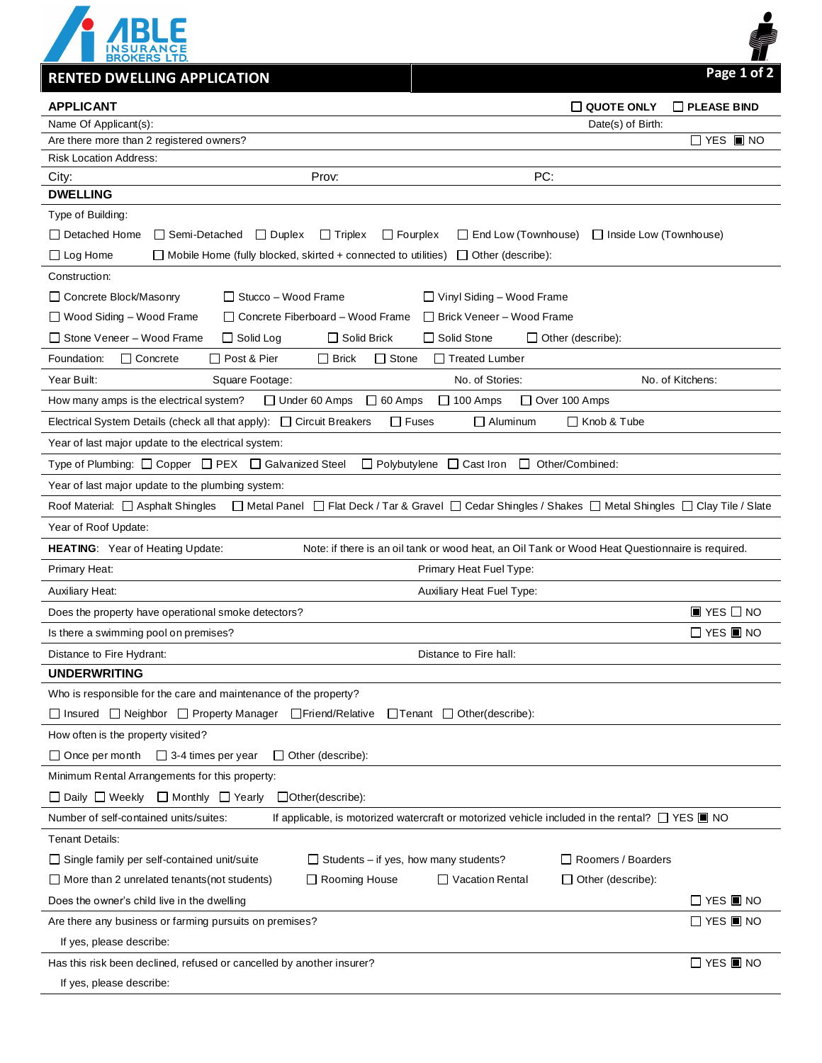ABLE INSURANCE BROKERS LTD.

# RENTED DWELLING APPLICATION

## APPLICANT

☐ QUOTE ONLY ☐ PLEASE BIND

Name Of Applicant(s): Date(s) of Birth:

Are there more than 2 registered owners? ☐ YES ■ NO

Risk Location Address:

City: Prov: PC:

## DWELLING

Type of Building:

☐ Detached Home ☐ Semi-Detached ☐ Duplex ☐ Triplex ☐ Fourplex ☐ End Low (Townhouse) ☐ Inside Low (Townhouse)

☐ Log Home ☐ Mobile Home (fully blocked, skirted + connected to utilities) ☐ Other (describe):

Construction:

☐ Concrete Block/Masonry ☐ Stucco – Wood Frame ☐ Vinyl Siding – Wood Frame

☐ Wood Siding – Wood Frame ☐ Concrete Fiberboard – Wood Frame ☐ Brick Veneer – Wood Frame

☐ Stone Veneer – Wood Frame ☐ Solid Log ☐ Solid Brick ☐ Solid Stone ☐ Other (describe):

Foundation: ☐ Concrete ☐ Post & Pier ☐ Brick ☐ Stone ☐ Treated Lumber

Year Built: Square Footage: No. of Stories: No. of Kitchens:

How many amps is the electrical system? ☐ Under 60 Amps ☐ 60 Amps ☐ 100 Amps ☐ Over 100 Amps

Electrical System Details (check all that apply): ☐ Circuit Breakers ☐ Fuses ☐ Aluminum ☐ Knob & Tube

Year of last major update to the electrical system:

Type of Plumbing: ☐ Copper ☐ PEX ☐ Galvanized Steel ☐ Polybutylene ☐ Cast Iron ☐ Other/Combined:

Year of last major update to the plumbing system:

Roof Material: ☐ Asphalt Shingles ☐ Metal Panel ☐ Flat Deck / Tar & Gravel ☐ Cedar Shingles / Shakes ☐ Metal Shingles ☐ Clay Tile / Slate

Year of Roof Update:

**HEATING**: Year of Heating Update: Note: if there is an oil tank or wood heat, an Oil Tank or Wood Heat Questionnaire is required.

Primary Heat: Primary Heat Fuel Type:

Auxiliary Heat: Auxiliary Heat Fuel Type:

Does the property have operational smoke detectors? ■ YES ☐ NO

Is there a swimming pool on premises? ☐ YES ■ NO

Distance to Fire Hydrant: Distance to Fire hall:

## UNDERWRITING

Who is responsible for the care and maintenance of the property?

☐ Insured ☐ Neighbor ☐ Property Manager ☐ Friend/Relative ☐ Tenant ☐ Other(describe):

How often is the property visited?

☐ Once per month ☐ 3-4 times per year ☐ Other (describe):

Minimum Rental Arrangements for this property:

☐ Daily ☐ Weekly ☐ Monthly ☐ Yearly ☐ Other(describe):

Number of self-contained units/suites: If applicable, is motorized watercraft or motorized vehicle included in the rental? ☐ YES ■ NO

Tenant Details:

☐ Single family per self-contained unit/suite ☐ Students – if yes, how many students? ☐ Roomers / Boarders

☐ More than 2 unrelated tenants(not students) ☐ Rooming House ☐ Vacation Rental ☐ Other (describe):

Does the owner's child live in the dwelling ☐ YES ■ NO

Are there any business or farming pursuits on premises? ☐ YES ■ NO

If yes, please describe:

Has this risk been declined, refused or cancelled by another insurer? ☐ YES ■ NO

If yes, please describe: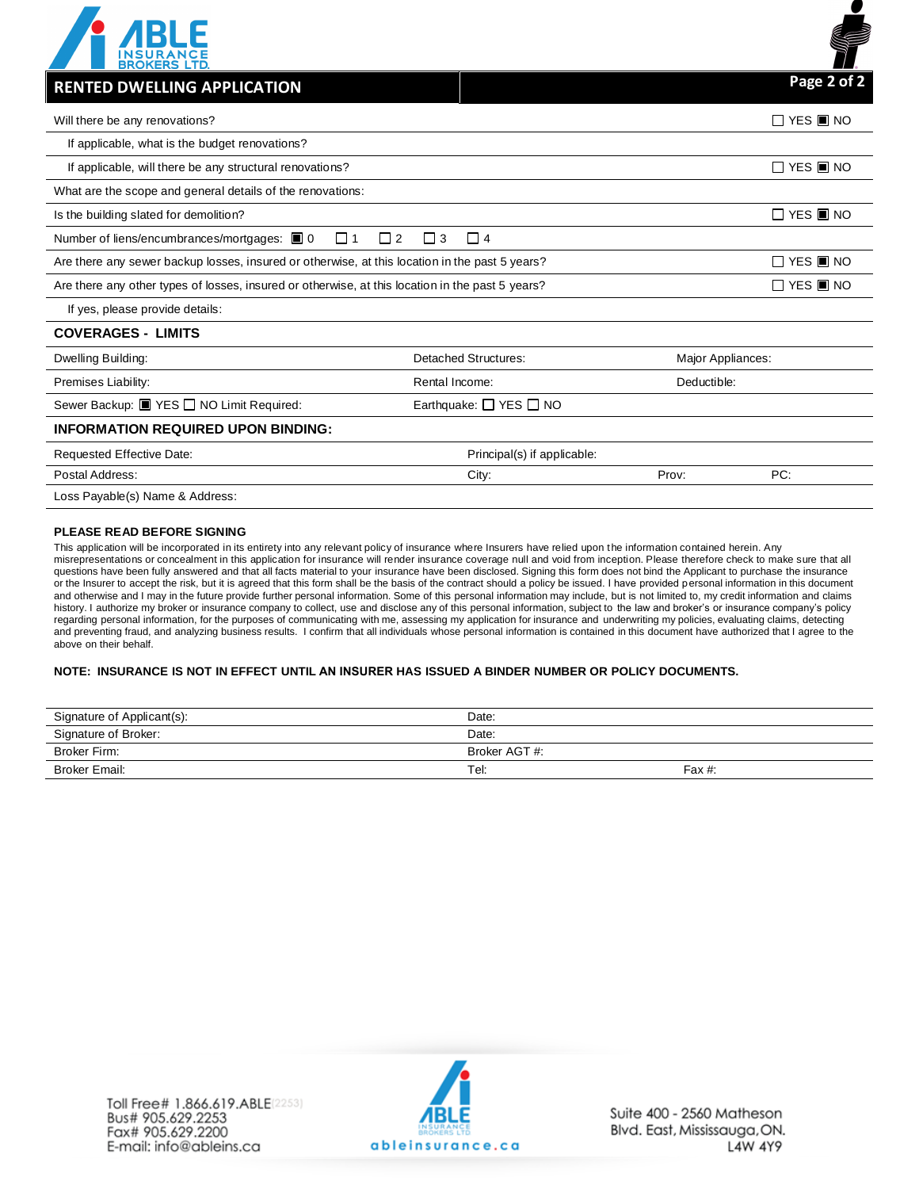## RENTED DWELLING APPLICATION

| | |
|---|---|
| Will there be any renovations? | ☐ YES ■ NO |
| If applicable, what is the budget renovations? | |
| If applicable, will there be any structural renovations? | ☐ YES ■ NO |
| What are the scope and general details of the renovations: | |
| Is the building slated for demolition? | ☐ YES ■ NO |
| Number of liens/encumbrances/mortgages: ■ 0 ☐ 1 ☐ 2 ☐ 3 ☐ 4 | |
| Are there any sewer backup losses, insured or otherwise, at this location in the past 5 years? | ☐ YES ■ NO |
| Are there any other types of losses, insured or otherwise, at this location in the past 5 years? | ☐ YES ■ NO |
| If yes, please provide details: | |

### COVERAGES - LIMITS

| | | |
|---|---|---|
| Dwelling Building: | Detached Structures: | Major Appliances: |
| Premises Liability: | Rental Income: | Deductible: |
| Sewer Backup: ■ YES ☐ NO Limit Required: | Earthquake: ☐ YES ☐ NO | |

### INFORMATION REQUIRED UPON BINDING:

| | | | |
|---|---|---|---|
| Requested Effective Date: | Principal(s) if applicable: | | |
| Postal Address: | City: | Prov: | PC: |
| Loss Payable(s) Name & Address: | | | |

**PLEASE READ BEFORE SIGNING**

This application will be incorporated in its entirety into any relevant policy of insurance where Insurers have relied upon the information contained herein. Any misrepresentations or concealment in this application for insurance will render insurance coverage null and void from inception. Please therefore check to make sure that all questions have been fully answered and that all facts material to your insurance have been disclosed. Signing this form does not bind the Applicant to purchase the insurance or the Insurer to accept the risk, but it is agreed that this form shall be the basis of the contract should a policy be issued. I have provided personal information in this document and otherwise and I may in the future provide further personal information. Some of this personal information may include, but is not limited to, my credit information and claims history. I authorize my broker or insurance company to collect, use and disclose any of this personal information, subject to the law and broker's or insurance company's policy regarding personal information, for the purposes of communicating with me, assessing my application for insurance and underwriting my policies, evaluating claims, detecting and preventing fraud, and analyzing business results. I confirm that all individuals whose personal information is contained in this document have authorized that I agree to the above on their behalf.

**NOTE: INSURANCE IS NOT IN EFFECT UNTIL AN INSURER HAS ISSUED A BINDER NUMBER OR POLICY DOCUMENTS.**

| | | |
|---|---|---|
| Signature of Applicant(s): | Date: | |
| Signature of Broker: | Date: | |
| Broker Firm: | Broker AGT #: | |
| Broker Email: | Tel: | Fax #: |

Toll Free# 1.866.619.ABLE(2253)
Bus# 905.629.2253
Fax# 905.629.2200
E-mail: info@ableins.ca

ableinsurance.ca

Suite 400 - 2560 Matheson Blvd. East, Mississauga, ON. L4W 4Y9